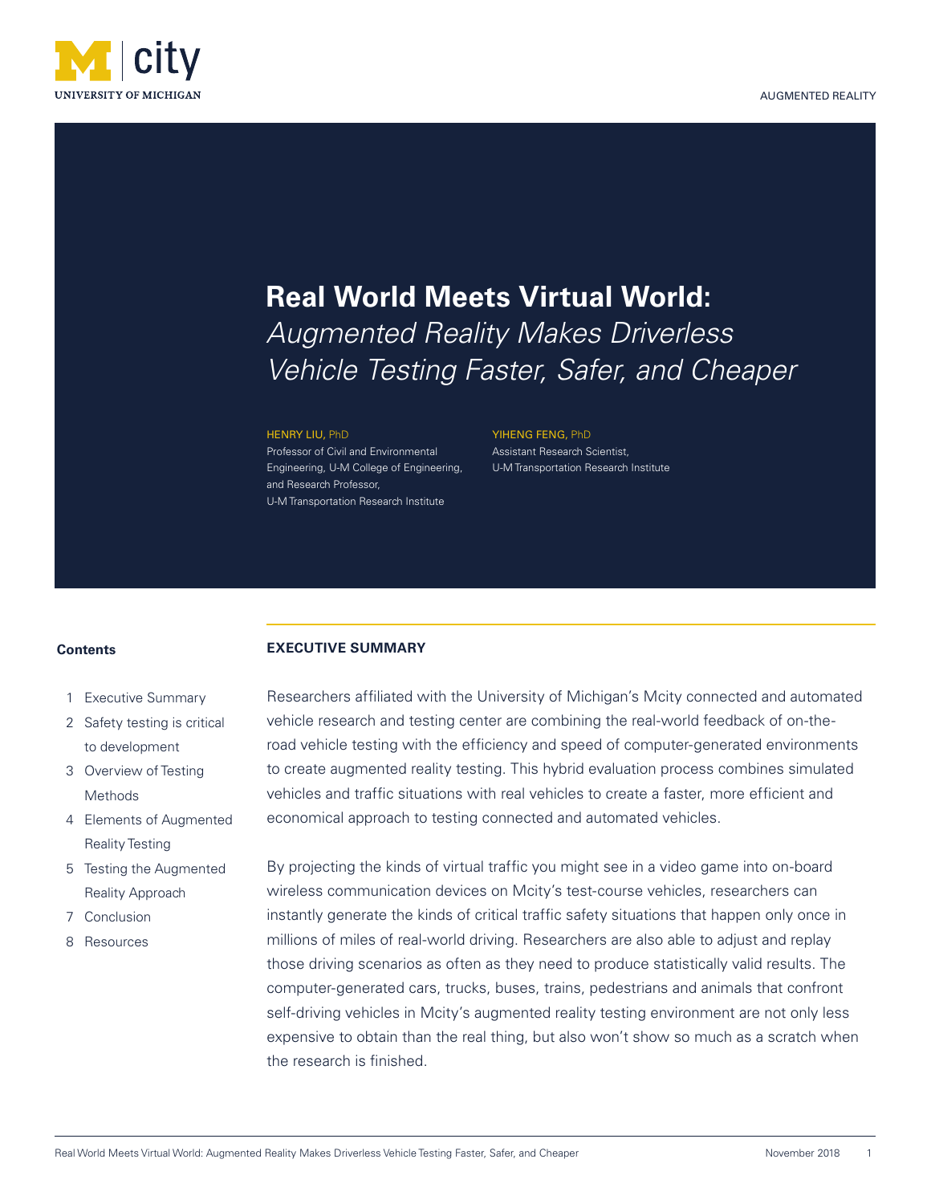AUGMENTED REALITY

# Real World Meets Virtual World:

## *Augmented Reality Makes Driverless Vehicle Testing Faster, Safer, and Cheaper*

**HENRY LIU, PhD**
Professor of Civil and Environmental Engineering, U-M College of Engineering, and Research Professor, U-M Transportation Research Institute

**YIHENG FENG, PhD**
Assistant Research Scientist, U-M Transportation Research Institute

**Contents**

1. Executive Summary
2. Safety testing is critical to development
3. Overview of Testing Methods
4. Elements of Augmented Reality Testing
5. Testing the Augmented Reality Approach
7. Conclusion
8. Resources

## EXECUTIVE SUMMARY

Researchers affiliated with the University of Michigan's Mcity connected and automated vehicle research and testing center are combining the real-world feedback of on-the-road vehicle testing with the efficiency and speed of computer-generated environments to create augmented reality testing. This hybrid evaluation process combines simulated vehicles and traffic situations with real vehicles to create a faster, more efficient and economical approach to testing connected and automated vehicles.

By projecting the kinds of virtual traffic you might see in a video game into on-board wireless communication devices on Mcity's test-course vehicles, researchers can instantly generate the kinds of critical traffic safety situations that happen only once in millions of miles of real-world driving. Researchers are also able to adjust and replay those driving scenarios as often as they need to produce statistically valid results. The computer-generated cars, trucks, buses, trains, pedestrians and animals that confront self-driving vehicles in Mcity's augmented reality testing environment are not only less expensive to obtain than the real thing, but also won't show so much as a scratch when the research is finished.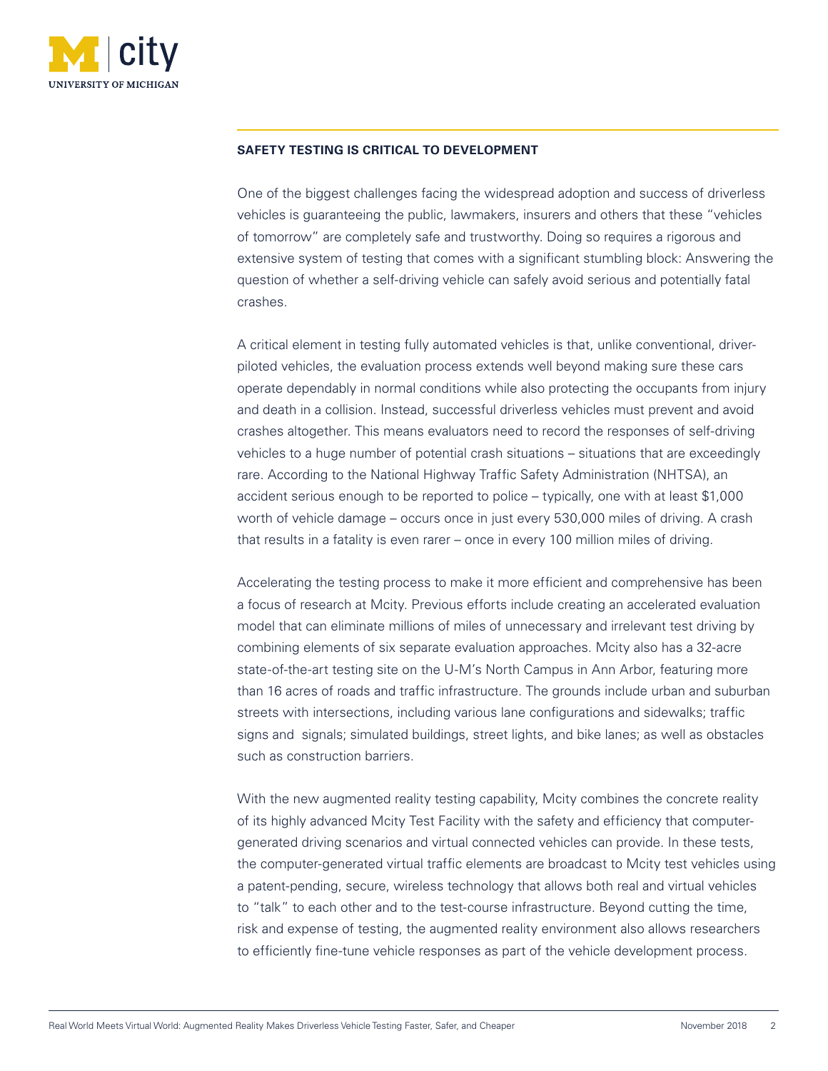## SAFETY TESTING IS CRITICAL TO DEVELOPMENT

One of the biggest challenges facing the widespread adoption and success of driverless vehicles is guaranteeing the public, lawmakers, insurers and others that these "vehicles of tomorrow" are completely safe and trustworthy. Doing so requires a rigorous and extensive system of testing that comes with a significant stumbling block: Answering the question of whether a self-driving vehicle can safely avoid serious and potentially fatal crashes.

A critical element in testing fully automated vehicles is that, unlike conventional, driver-piloted vehicles, the evaluation process extends well beyond making sure these cars operate dependably in normal conditions while also protecting the occupants from injury and death in a collision. Instead, successful driverless vehicles must prevent and avoid crashes altogether. This means evaluators need to record the responses of self-driving vehicles to a huge number of potential crash situations – situations that are exceedingly rare. According to the National Highway Traffic Safety Administration (NHTSA), an accident serious enough to be reported to police – typically, one with at least $1,000 worth of vehicle damage – occurs once in just every 530,000 miles of driving. A crash that results in a fatality is even rarer – once in every 100 million miles of driving.

Accelerating the testing process to make it more efficient and comprehensive has been a focus of research at Mcity. Previous efforts include creating an accelerated evaluation model that can eliminate millions of miles of unnecessary and irrelevant test driving by combining elements of six separate evaluation approaches. Mcity also has a 32-acre state-of-the-art testing site on the U-M's North Campus in Ann Arbor, featuring more than 16 acres of roads and traffic infrastructure. The grounds include urban and suburban streets with intersections, including various lane configurations and sidewalks; traffic signs and signals; simulated buildings, street lights, and bike lanes; as well as obstacles such as construction barriers.

With the new augmented reality testing capability, Mcity combines the concrete reality of its highly advanced Mcity Test Facility with the safety and efficiency that computer-generated driving scenarios and virtual connected vehicles can provide. In these tests, the computer-generated virtual traffic elements are broadcast to Mcity test vehicles using a patent-pending, secure, wireless technology that allows both real and virtual vehicles to "talk" to each other and to the test-course infrastructure. Beyond cutting the time, risk and expense of testing, the augmented reality environment also allows researchers to efficiently fine-tune vehicle responses as part of the vehicle development process.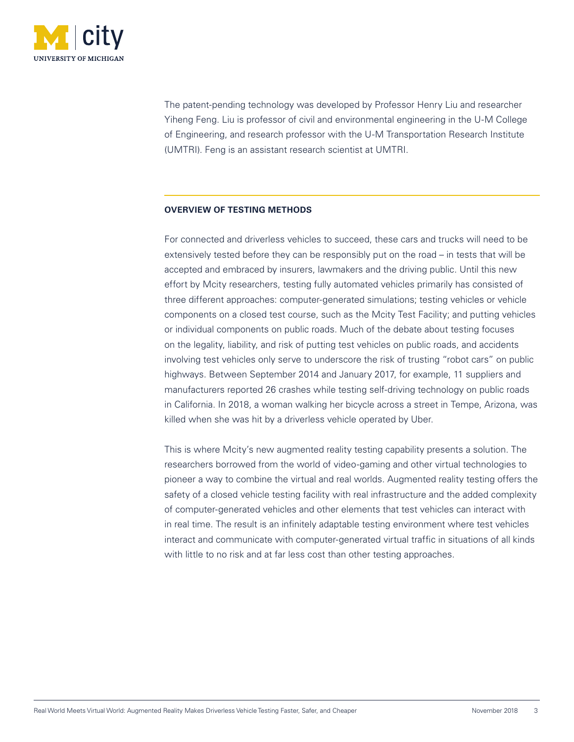The patent-pending technology was developed by Professor Henry Liu and researcher Yiheng Feng. Liu is professor of civil and environmental engineering in the U-M College of Engineering, and research professor with the U-M Transportation Research Institute (UMTRI). Feng is an assistant research scientist at UMTRI.

## OVERVIEW OF TESTING METHODS

For connected and driverless vehicles to succeed, these cars and trucks will need to be extensively tested before they can be responsibly put on the road – in tests that will be accepted and embraced by insurers, lawmakers and the driving public. Until this new effort by Mcity researchers, testing fully automated vehicles primarily has consisted of three different approaches: computer-generated simulations; testing vehicles or vehicle components on a closed test course, such as the Mcity Test Facility; and putting vehicles or individual components on public roads. Much of the debate about testing focuses on the legality, liability, and risk of putting test vehicles on public roads, and accidents involving test vehicles only serve to underscore the risk of trusting "robot cars" on public highways. Between September 2014 and January 2017, for example, 11 suppliers and manufacturers reported 26 crashes while testing self-driving technology on public roads in California. In 2018, a woman walking her bicycle across a street in Tempe, Arizona, was killed when she was hit by a driverless vehicle operated by Uber.

This is where Mcity's new augmented reality testing capability presents a solution. The researchers borrowed from the world of video-gaming and other virtual technologies to pioneer a way to combine the virtual and real worlds. Augmented reality testing offers the safety of a closed vehicle testing facility with real infrastructure and the added complexity of computer-generated vehicles and other elements that test vehicles can interact with in real time. The result is an infinitely adaptable testing environment where test vehicles interact and communicate with computer-generated virtual traffic in situations of all kinds with little to no risk and at far less cost than other testing approaches.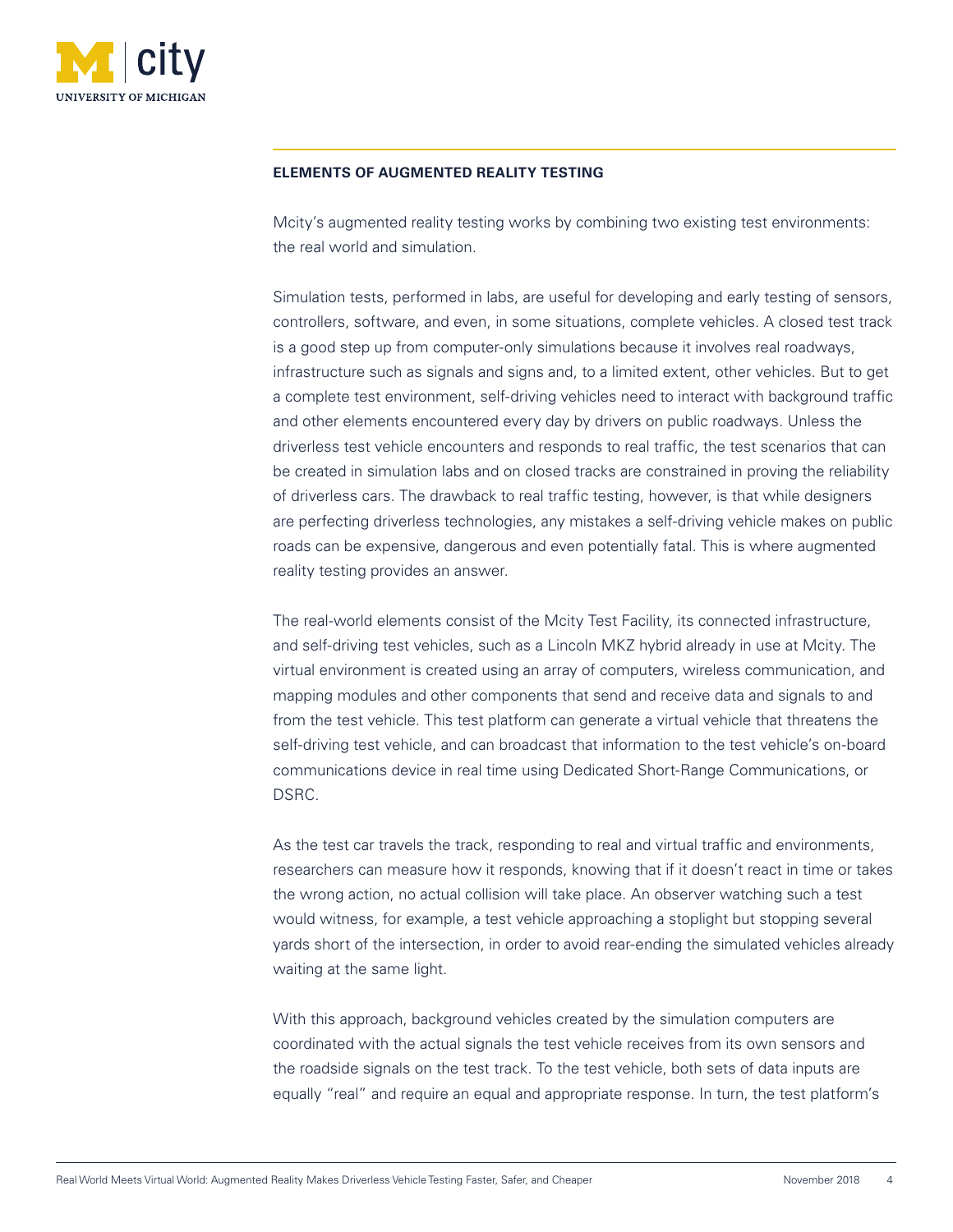## ELEMENTS OF AUGMENTED REALITY TESTING

Mcity's augmented reality testing works by combining two existing test environments: the real world and simulation.

Simulation tests, performed in labs, are useful for developing and early testing of sensors, controllers, software, and even, in some situations, complete vehicles. A closed test track is a good step up from computer-only simulations because it involves real roadways, infrastructure such as signals and signs and, to a limited extent, other vehicles. But to get a complete test environment, self-driving vehicles need to interact with background traffic and other elements encountered every day by drivers on public roadways. Unless the driverless test vehicle encounters and responds to real traffic, the test scenarios that can be created in simulation labs and on closed tracks are constrained in proving the reliability of driverless cars. The drawback to real traffic testing, however, is that while designers are perfecting driverless technologies, any mistakes a self-driving vehicle makes on public roads can be expensive, dangerous and even potentially fatal. This is where augmented reality testing provides an answer.

The real-world elements consist of the Mcity Test Facility, its connected infrastructure, and self-driving test vehicles, such as a Lincoln MKZ hybrid already in use at Mcity. The virtual environment is created using an array of computers, wireless communication, and mapping modules and other components that send and receive data and signals to and from the test vehicle. This test platform can generate a virtual vehicle that threatens the self-driving test vehicle, and can broadcast that information to the test vehicle's on-board communications device in real time using Dedicated Short-Range Communications, or DSRC.

As the test car travels the track, responding to real and virtual traffic and environments, researchers can measure how it responds, knowing that if it doesn't react in time or takes the wrong action, no actual collision will take place. An observer watching such a test would witness, for example, a test vehicle approaching a stoplight but stopping several yards short of the intersection, in order to avoid rear-ending the simulated vehicles already waiting at the same light.

With this approach, background vehicles created by the simulation computers are coordinated with the actual signals the test vehicle receives from its own sensors and the roadside signals on the test track. To the test vehicle, both sets of data inputs are equally "real" and require an equal and appropriate response. In turn, the test platform's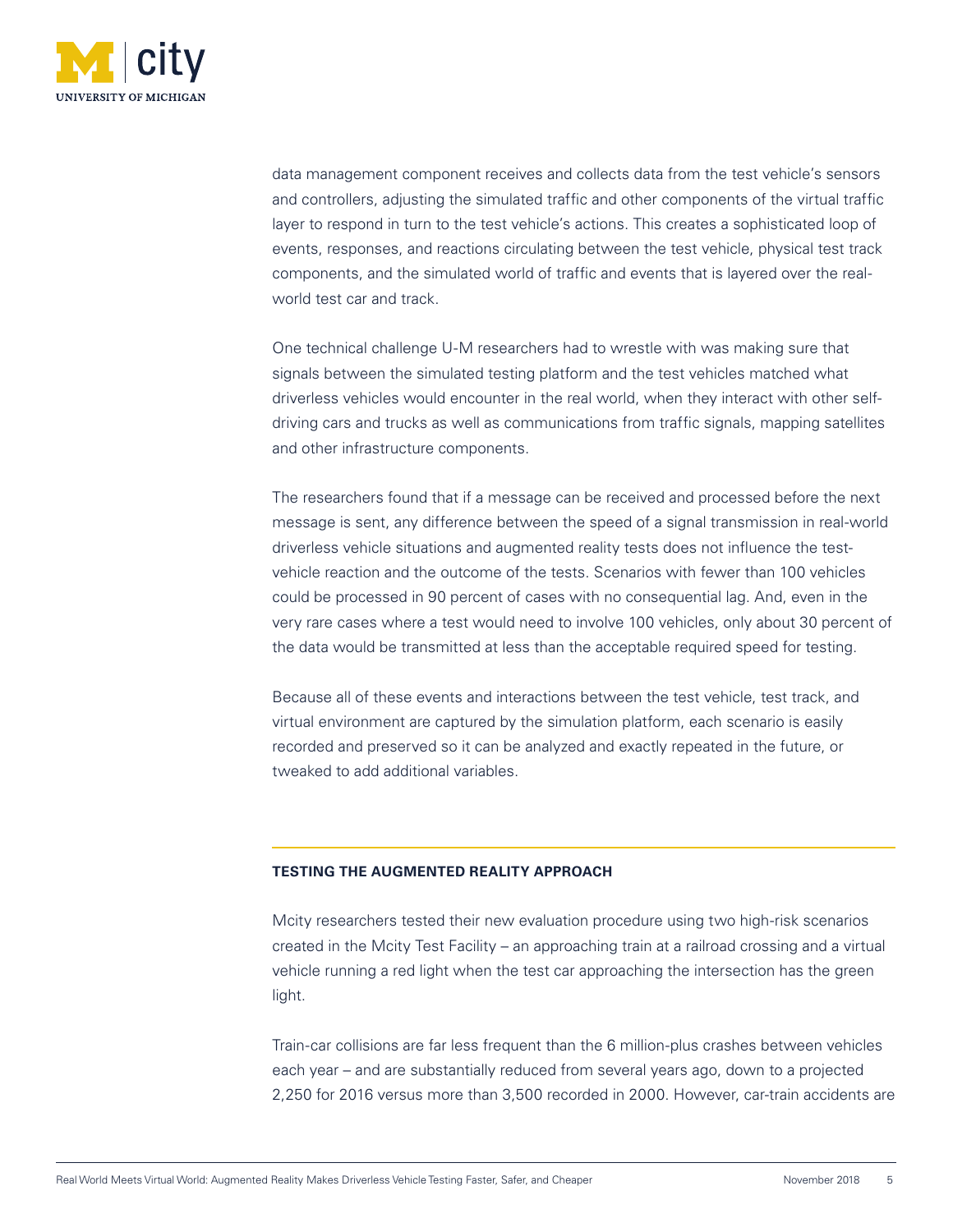data management component receives and collects data from the test vehicle's sensors and controllers, adjusting the simulated traffic and other components of the virtual traffic layer to respond in turn to the test vehicle's actions. This creates a sophisticated loop of events, responses, and reactions circulating between the test vehicle, physical test track components, and the simulated world of traffic and events that is layered over the real-world test car and track.

One technical challenge U-M researchers had to wrestle with was making sure that signals between the simulated testing platform and the test vehicles matched what driverless vehicles would encounter in the real world, when they interact with other self-driving cars and trucks as well as communications from traffic signals, mapping satellites and other infrastructure components.

The researchers found that if a message can be received and processed before the next message is sent, any difference between the speed of a signal transmission in real-world driverless vehicle situations and augmented reality tests does not influence the test-vehicle reaction and the outcome of the tests. Scenarios with fewer than 100 vehicles could be processed in 90 percent of cases with no consequential lag. And, even in the very rare cases where a test would need to involve 100 vehicles, only about 30 percent of the data would be transmitted at less than the acceptable required speed for testing.

Because all of these events and interactions between the test vehicle, test track, and virtual environment are captured by the simulation platform, each scenario is easily recorded and preserved so it can be analyzed and exactly repeated in the future, or tweaked to add additional variables.

## TESTING THE AUGMENTED REALITY APPROACH

Mcity researchers tested their new evaluation procedure using two high-risk scenarios created in the Mcity Test Facility – an approaching train at a railroad crossing and a virtual vehicle running a red light when the test car approaching the intersection has the green light.

Train-car collisions are far less frequent than the 6 million-plus crashes between vehicles each year – and are substantially reduced from several years ago, down to a projected 2,250 for 2016 versus more than 3,500 recorded in 2000. However, car-train accidents are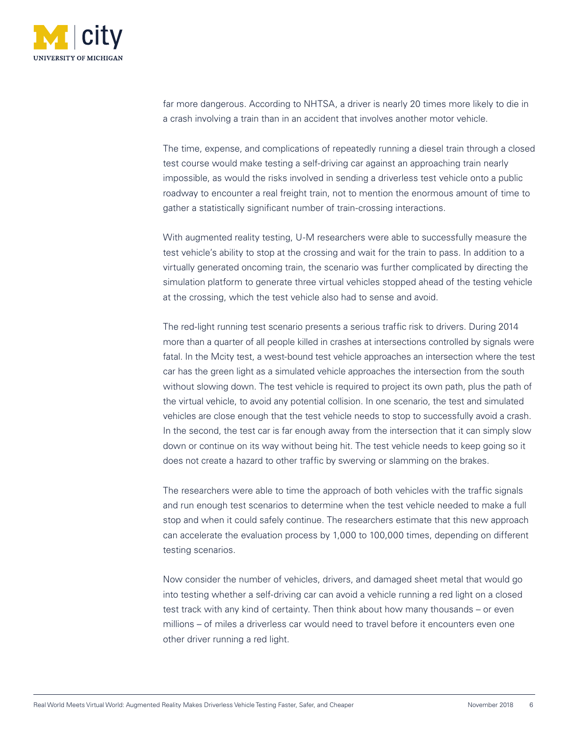far more dangerous. According to NHTSA, a driver is nearly 20 times more likely to die in a crash involving a train than in an accident that involves another motor vehicle.

The time, expense, and complications of repeatedly running a diesel train through a closed test course would make testing a self-driving car against an approaching train nearly impossible, as would the risks involved in sending a driverless test vehicle onto a public roadway to encounter a real freight train, not to mention the enormous amount of time to gather a statistically significant number of train-crossing interactions.

With augmented reality testing, U-M researchers were able to successfully measure the test vehicle's ability to stop at the crossing and wait for the train to pass. In addition to a virtually generated oncoming train, the scenario was further complicated by directing the simulation platform to generate three virtual vehicles stopped ahead of the testing vehicle at the crossing, which the test vehicle also had to sense and avoid.

The red-light running test scenario presents a serious traffic risk to drivers. During 2014 more than a quarter of all people killed in crashes at intersections controlled by signals were fatal. In the Mcity test, a west-bound test vehicle approaches an intersection where the test car has the green light as a simulated vehicle approaches the intersection from the south without slowing down. The test vehicle is required to project its own path, plus the path of the virtual vehicle, to avoid any potential collision. In one scenario, the test and simulated vehicles are close enough that the test vehicle needs to stop to successfully avoid a crash. In the second, the test car is far enough away from the intersection that it can simply slow down or continue on its way without being hit. The test vehicle needs to keep going so it does not create a hazard to other traffic by swerving or slamming on the brakes.

The researchers were able to time the approach of both vehicles with the traffic signals and run enough test scenarios to determine when the test vehicle needed to make a full stop and when it could safely continue. The researchers estimate that this new approach can accelerate the evaluation process by 1,000 to 100,000 times, depending on different testing scenarios.

Now consider the number of vehicles, drivers, and damaged sheet metal that would go into testing whether a self-driving car can avoid a vehicle running a red light on a closed test track with any kind of certainty. Then think about how many thousands – or even millions – of miles a driverless car would need to travel before it encounters even one other driver running a red light.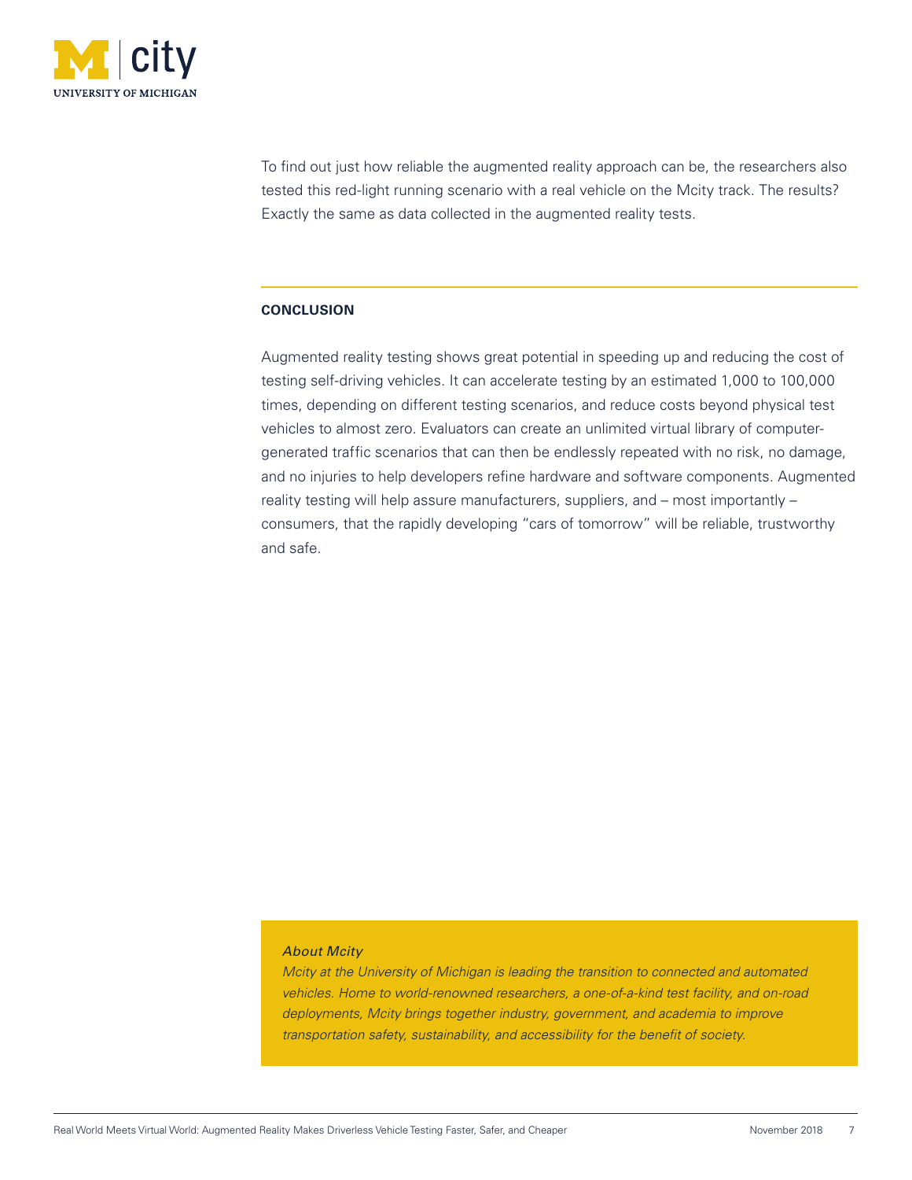To find out just how reliable the augmented reality approach can be, the researchers also tested this red-light running scenario with a real vehicle on the Mcity track. The results? Exactly the same as data collected in the augmented reality tests.

## CONCLUSION

Augmented reality testing shows great potential in speeding up and reducing the cost of testing self-driving vehicles. It can accelerate testing by an estimated 1,000 to 100,000 times, depending on different testing scenarios, and reduce costs beyond physical test vehicles to almost zero. Evaluators can create an unlimited virtual library of computer-generated traffic scenarios that can then be endlessly repeated with no risk, no damage, and no injuries to help developers refine hardware and software components. Augmented reality testing will help assure manufacturers, suppliers, and – most importantly – consumers, that the rapidly developing "cars of tomorrow" will be reliable, trustworthy and safe.

*About Mcity*

*Mcity at the University of Michigan is leading the transition to connected and automated vehicles. Home to world-renowned researchers, a one-of-a-kind test facility, and on-road deployments, Mcity brings together industry, government, and academia to improve transportation safety, sustainability, and accessibility for the benefit of society.*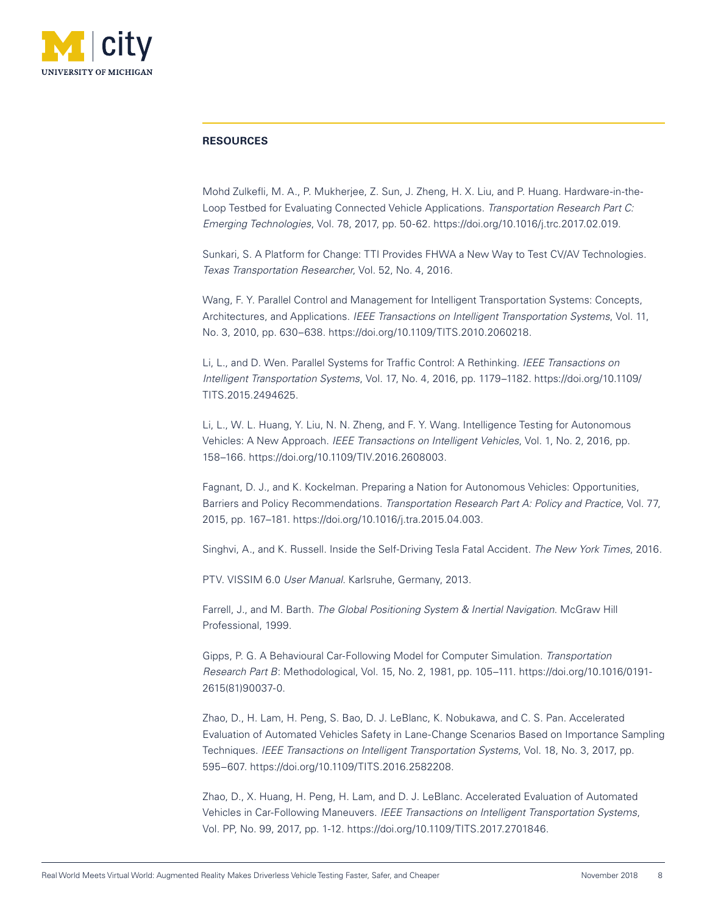## RESOURCES

Mohd Zulkefli, M. A., P. Mukherjee, Z. Sun, J. Zheng, H. X. Liu, and P. Huang. Hardware-in-the-Loop Testbed for Evaluating Connected Vehicle Applications. *Transportation Research Part C: Emerging Technologies*, Vol. 78, 2017, pp. 50-62. https://doi.org/10.1016/j.trc.2017.02.019.

Sunkari, S. A Platform for Change: TTI Provides FHWA a New Way to Test CV/AV Technologies. *Texas Transportation Researcher*, Vol. 52, No. 4, 2016.

Wang, F. Y. Parallel Control and Management for Intelligent Transportation Systems: Concepts, Architectures, and Applications. *IEEE Transactions on Intelligent Transportation Systems*, Vol. 11, No. 3, 2010, pp. 630–638. https://doi.org/10.1109/TITS.2010.2060218.

Li, L., and D. Wen. Parallel Systems for Traffic Control: A Rethinking. *IEEE Transactions on Intelligent Transportation Systems*, Vol. 17, No. 4, 2016, pp. 1179–1182. https://doi.org/10.1109/TITS.2015.2494625.

Li, L., W. L. Huang, Y. Liu, N. N. Zheng, and F. Y. Wang. Intelligence Testing for Autonomous Vehicles: A New Approach. *IEEE Transactions on Intelligent Vehicles*, Vol. 1, No. 2, 2016, pp. 158–166. https://doi.org/10.1109/TIV.2016.2608003.

Fagnant, D. J., and K. Kockelman. Preparing a Nation for Autonomous Vehicles: Opportunities, Barriers and Policy Recommendations. *Transportation Research Part A: Policy and Practice*, Vol. 77, 2015, pp. 167–181. https://doi.org/10.1016/j.tra.2015.04.003.

Singhvi, A., and K. Russell. Inside the Self-Driving Tesla Fatal Accident. *The New York Times*, 2016.

PTV. VISSIM 6.0 *User Manual*. Karlsruhe, Germany, 2013.

Farrell, J., and M. Barth. *The Global Positioning System & Inertial Navigation*. McGraw Hill Professional, 1999.

Gipps, P. G. A Behavioural Car-Following Model for Computer Simulation. *Transportation Research Part B*: Methodological, Vol. 15, No. 2, 1981, pp. 105–111. https://doi.org/10.1016/0191-2615(81)90037-0.

Zhao, D., H. Lam, H. Peng, S. Bao, D. J. LeBlanc, K. Nobukawa, and C. S. Pan. Accelerated Evaluation of Automated Vehicles Safety in Lane-Change Scenarios Based on Importance Sampling Techniques. *IEEE Transactions on Intelligent Transportation Systems*, Vol. 18, No. 3, 2017, pp. 595–607. https://doi.org/10.1109/TITS.2016.2582208.

Zhao, D., X. Huang, H. Peng, H. Lam, and D. J. LeBlanc. Accelerated Evaluation of Automated Vehicles in Car-Following Maneuvers. *IEEE Transactions on Intelligent Transportation Systems*, Vol. PP, No. 99, 2017, pp. 1-12. https://doi.org/10.1109/TITS.2017.2701846.